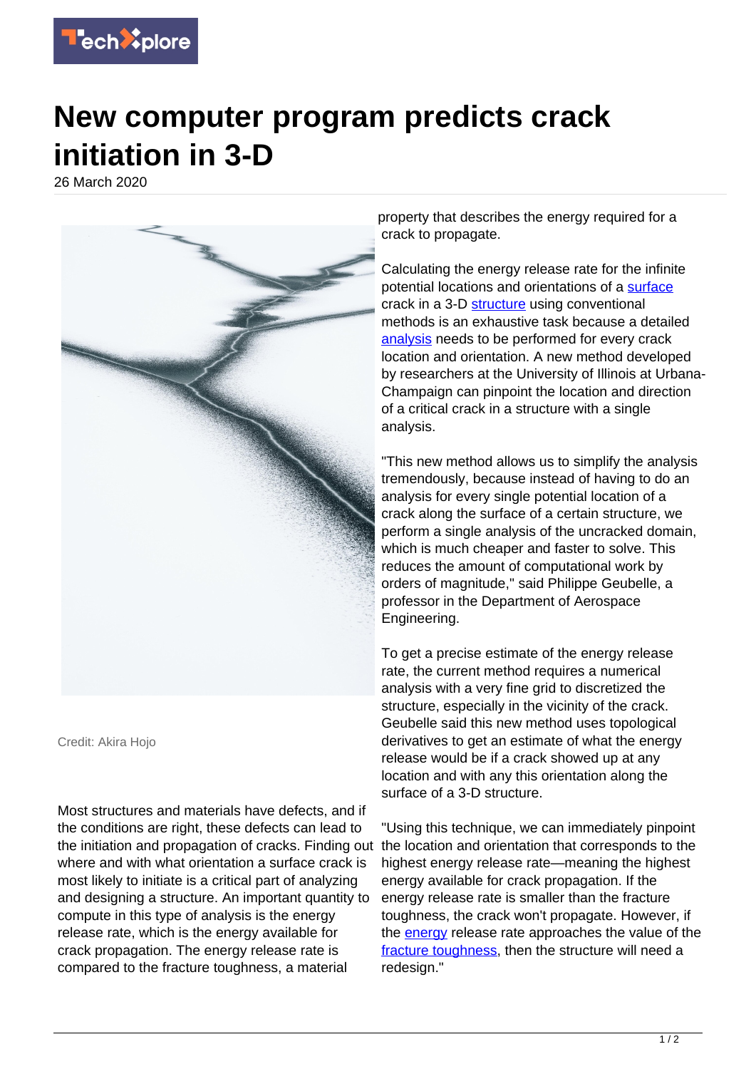# New computer program predicts crack initiation in 3-D

26 March 2020

Credit: Akira Hojo

Most structures and materials have defects, and if the conditions are right, these defects can lead to the initiation and propagation of cracks. Finding out where and with what orientation a surface crack is most likely to initiate is a critical part of analyzing and designing a structure. An important quantity to compute in this type of analysis is the energy release rate, which is the energy available for crack propagation. The energy release rate is compared to the fracture toughness, a material property that describes the energy required for a crack to propagate.

Calculating the energy release rate for the infinite potential locations and orientations of a surface crack in a 3-D structure using conventional methods is an exhaustive task because a detailed analysis needs to be performed for every crack location and orientation. A new method developed by researchers at the University of Illinois at Urbana-Champaign can pinpoint the location and direction of a critical crack in a structure with a single analysis.

"This new method allows us to simplify the analysis tremendously, because instead of having to do an analysis for every single potential location of a crack along the surface of a certain structure, we perform a single analysis of the uncracked domain, which is much cheaper and faster to solve. This reduces the amount of computational work by orders of magnitude," said Philippe Geubelle, a professor in the Department of Aerospace Engineering.

To get a precise estimate of the energy release rate, the current method requires a numerical analysis with a very fine grid to discretized the structure, especially in the vicinity of the crack. Geubelle said this new method uses topological derivatives to get an estimate of what the energy release would be if a crack showed up at any location and with any this orientation along the surface of a 3-D structure.

"Using this technique, we can immediately pinpoint the location and orientation that corresponds to the highest energy release rate—meaning the highest energy available for crack propagation. If the energy release rate is smaller than the fracture toughness, the crack won't propagate. However, if the energy release rate approaches the value of the fracture toughness, then the structure will need a redesign."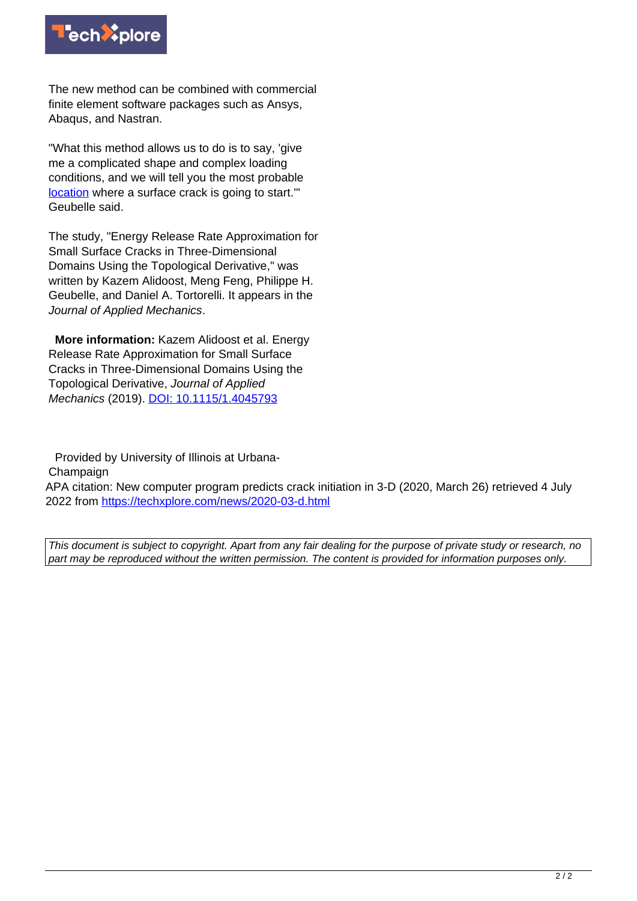The new method can be combined with commercial finite element software packages such as Ansys, Abaqus, and Nastran.

"What this method allows us to do is to say, 'give me a complicated shape and complex loading conditions, and we will tell you the most probable location where a surface crack is going to start.'" Geubelle said.

The study, "Energy Release Rate Approximation for Small Surface Cracks in Three-Dimensional Domains Using the Topological Derivative," was written by Kazem Alidoost, Meng Feng, Philippe H. Geubelle, and Daniel A. Tortorelli. It appears in the *Journal of Applied Mechanics*.

**More information:** Kazem Alidoost et al. Energy Release Rate Approximation for Small Surface Cracks in Three-Dimensional Domains Using the Topological Derivative, *Journal of Applied Mechanics* (2019). DOI: 10.1115/1.4045793

Provided by University of Illinois at Urbana-Champaign

APA citation: New computer program predicts crack initiation in 3-D (2020, March 26) retrieved 4 July 2022 from https://techxplore.com/news/2020-03-d.html

*This document is subject to copyright. Apart from any fair dealing for the purpose of private study or research, no part may be reproduced without the written permission. The content is provided for information purposes only.*